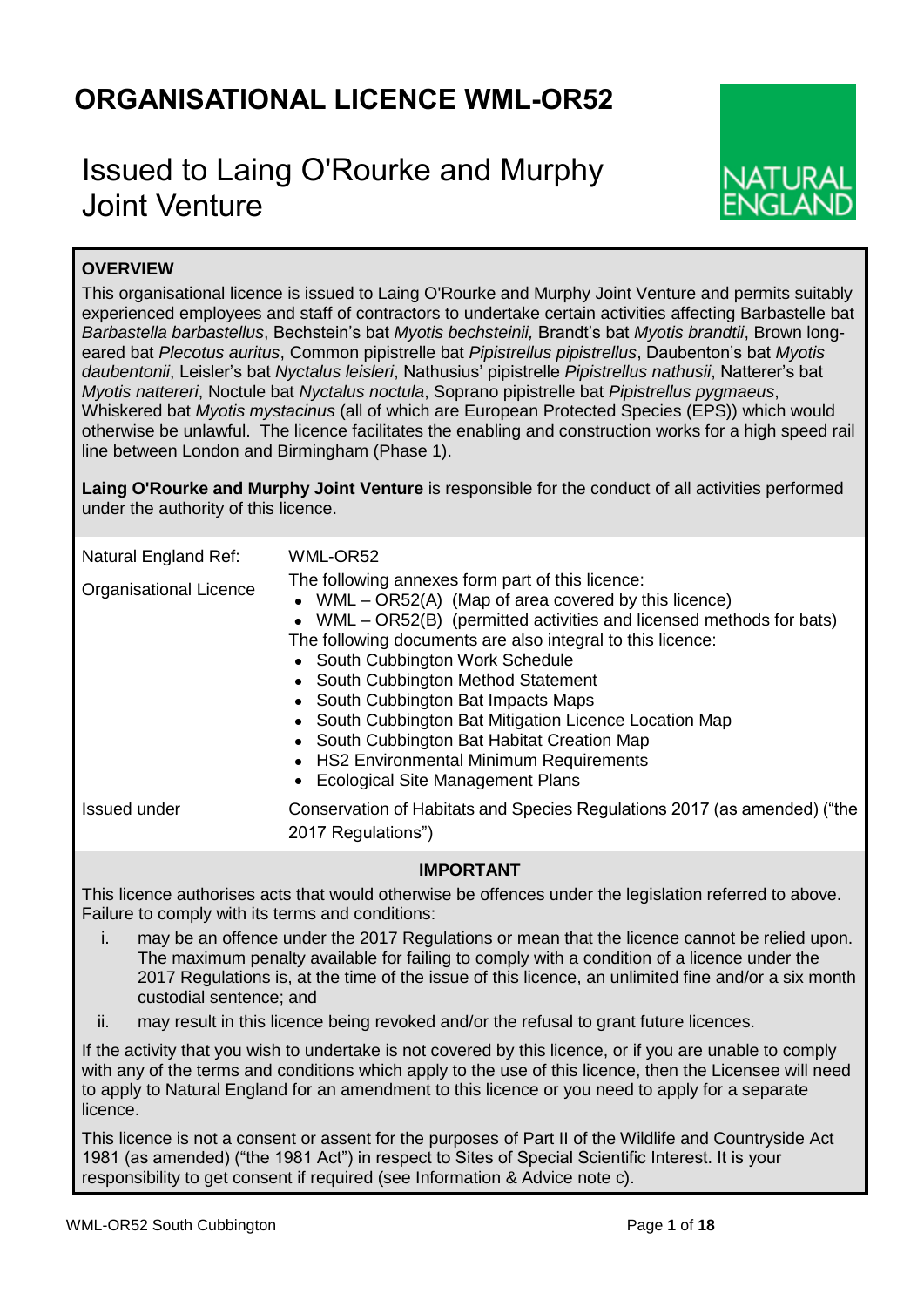# ORGANISATIONAL LICENCE WML-OR52

## Issued to Laing O'Rourke and Murphy Joint Venture

NATURAL ENGLAND

**OVERVIEW**

This organisational licence is issued to Laing O'Rourke and Murphy Joint Venture and permits suitably experienced employees and staff of contractors to undertake certain activities affecting Barbastelle bat *Barbastella barbastellus*, Bechstein's bat *Myotis bechsteinii,* Brandt's bat *Myotis brandtii*, Brown long-eared bat *Plecotus auritus*, Common pipistrelle bat *Pipistrellus pipistrellus*, Daubenton's bat *Myotis daubentonii*, Leisler's bat *Nyctalus leisleri*, Nathusius' pipistrelle *Pipistrellus nathusii*, Natterer's bat *Myotis nattereri*, Noctule bat *Nyctalus noctula*, Soprano pipistrelle bat *Pipistrellus pygmaeus*, Whiskered bat *Myotis mystacinus* (all of which are European Protected Species (EPS)) which would otherwise be unlawful. The licence facilitates the enabling and construction works for a high speed rail line between London and Birmingham (Phase 1).

**Laing O'Rourke and Murphy Joint Venture** is responsible for the conduct of all activities performed under the authority of this licence.

| | |
|---|---|
| Natural England Ref: | WML-OR52 |
| Organisational Licence | The following annexes form part of this licence:<br>• WML – OR52(A) (Map of area covered by this licence)<br>• WML – OR52(B) (permitted activities and licensed methods for bats)<br>The following documents are also integral to this licence:<br>• South Cubbington Work Schedule<br>• South Cubbington Method Statement<br>• South Cubbington Bat Impacts Maps<br>• South Cubbington Bat Mitigation Licence Location Map<br>• South Cubbington Bat Habitat Creation Map<br>• HS2 Environmental Minimum Requirements<br>• Ecological Site Management Plans |
| Issued under | Conservation of Habitats and Species Regulations 2017 (as amended) ("the 2017 Regulations") |

**IMPORTANT**

This licence authorises acts that would otherwise be offences under the legislation referred to above. Failure to comply with its terms and conditions:

i. may be an offence under the 2017 Regulations or mean that the licence cannot be relied upon. The maximum penalty available for failing to comply with a condition of a licence under the 2017 Regulations is, at the time of the issue of this licence, an unlimited fine and/or a six month custodial sentence; and

ii. may result in this licence being revoked and/or the refusal to grant future licences.

If the activity that you wish to undertake is not covered by this licence, or if you are unable to comply with any of the terms and conditions which apply to the use of this licence, then the Licensee will need to apply to Natural England for an amendment to this licence or you need to apply for a separate licence.

This licence is not a consent or assent for the purposes of Part II of the Wildlife and Countryside Act 1981 (as amended) ("the 1981 Act") in respect to Sites of Special Scientific Interest. It is your responsibility to get consent if required (see Information & Advice note c).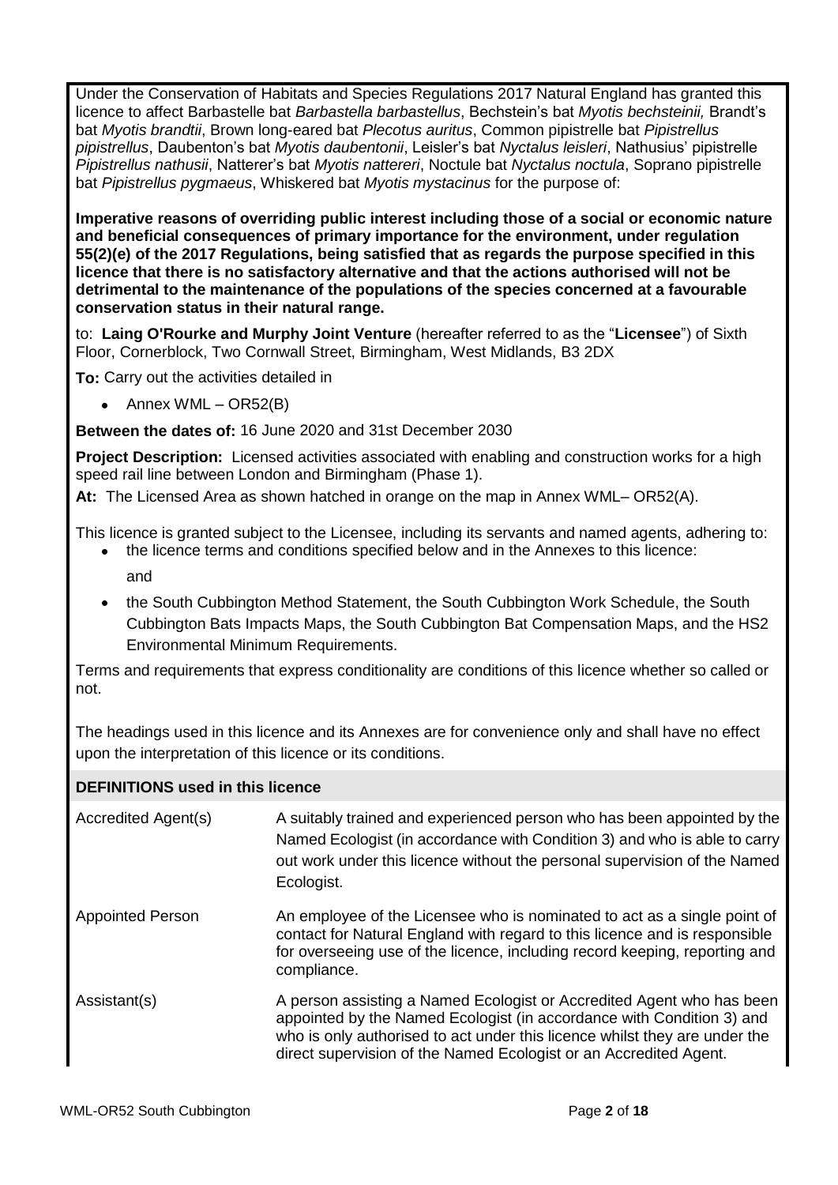Under the Conservation of Habitats and Species Regulations 2017 Natural England has granted this licence to affect Barbastelle bat *Barbastella barbastellus*, Bechstein's bat *Myotis bechsteinii,* Brandt's bat *Myotis brandtii*, Brown long-eared bat *Plecotus auritus*, Common pipistrelle bat *Pipistrellus pipistrellus*, Daubenton's bat *Myotis daubentonii*, Leisler's bat *Nyctalus leisleri*, Nathusius' pipistrelle *Pipistrellus nathusii*, Natterer's bat *Myotis nattereri*, Noctule bat *Nyctalus noctula*, Soprano pipistrelle bat *Pipistrellus pygmaeus*, Whiskered bat *Myotis mystacinus* for the purpose of:

**Imperative reasons of overriding public interest including those of a social or economic nature and beneficial consequences of primary importance for the environment, under regulation 55(2)(e) of the 2017 Regulations, being satisfied that as regards the purpose specified in this licence that there is no satisfactory alternative and that the actions authorised will not be detrimental to the maintenance of the populations of the species concerned at a favourable conservation status in their natural range.**

to: **Laing O'Rourke and Murphy Joint Venture** (hereafter referred to as the "**Licensee**") of Sixth Floor, Cornerblock, Two Cornwall Street, Birmingham, West Midlands, B3 2DX

**To:** Carry out the activities detailed in

- Annex WML – OR52(B)

**Between the dates of:** 16 June 2020 and 31st December 2030

**Project Description:** Licensed activities associated with enabling and construction works for a high speed rail line between London and Birmingham (Phase 1).

**At:** The Licensed Area as shown hatched in orange on the map in Annex WML– OR52(A).

This licence is granted subject to the Licensee, including its servants and named agents, adhering to:

- the licence terms and conditions specified below and in the Annexes to this licence:

  and

- the South Cubbington Method Statement, the South Cubbington Work Schedule, the South Cubbington Bats Impacts Maps, the South Cubbington Bat Compensation Maps, and the HS2 Environmental Minimum Requirements.

Terms and requirements that express conditionality are conditions of this licence whether so called or not.

The headings used in this licence and its Annexes are for convenience only and shall have no effect upon the interpretation of this licence or its conditions.

| **DEFINITIONS used in this licence** | |
|---|---|
| Accredited Agent(s) | A suitably trained and experienced person who has been appointed by the Named Ecologist (in accordance with Condition 3) and who is able to carry out work under this licence without the personal supervision of the Named Ecologist. |
| Appointed Person | An employee of the Licensee who is nominated to act as a single point of contact for Natural England with regard to this licence and is responsible for overseeing use of the licence, including record keeping, reporting and compliance. |
| Assistant(s) | A person assisting a Named Ecologist or Accredited Agent who has been appointed by the Named Ecologist (in accordance with Condition 3) and who is only authorised to act under this licence whilst they are under the direct supervision of the Named Ecologist or an Accredited Agent. |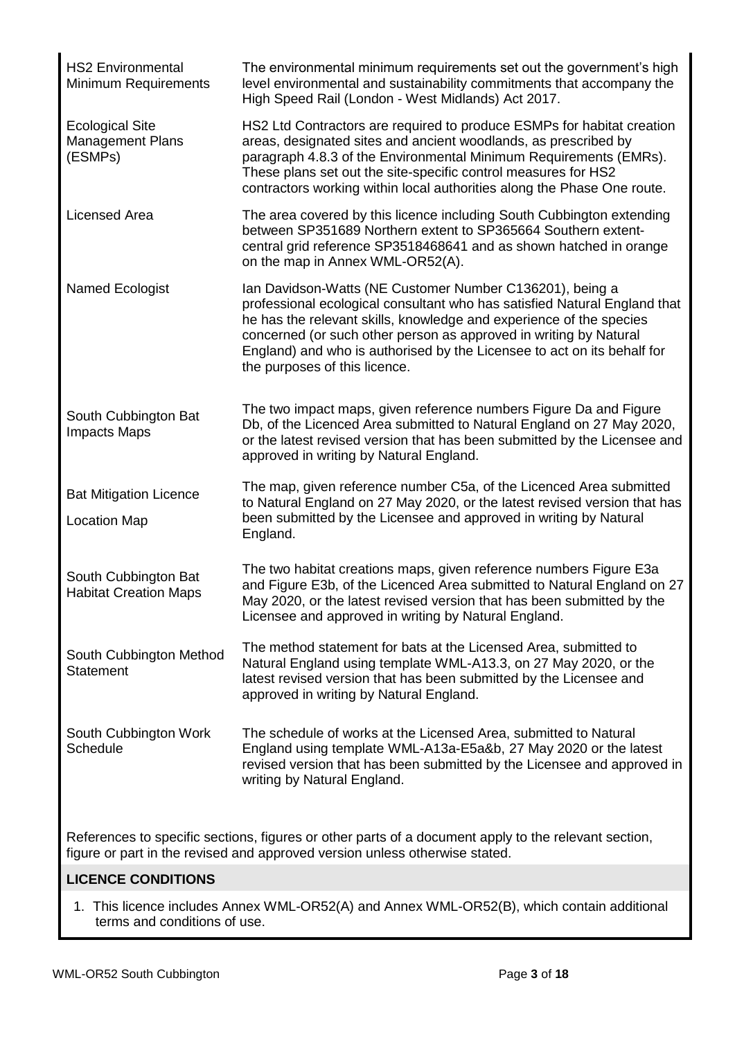| | |
|---|---|
| HS2 Environmental Minimum Requirements | The environmental minimum requirements set out the government's high level environmental and sustainability commitments that accompany the High Speed Rail (London - West Midlands) Act 2017. |
| Ecological Site Management Plans (ESMPs) | HS2 Ltd Contractors are required to produce ESMPs for habitat creation areas, designated sites and ancient woodlands, as prescribed by paragraph 4.8.3 of the Environmental Minimum Requirements (EMRs). These plans set out the site-specific control measures for HS2 contractors working within local authorities along the Phase One route. |
| Licensed Area | The area covered by this licence including South Cubbington extending between SP351689 Northern extent to SP365664 Southern extent- central grid reference SP3518468641 and as shown hatched in orange on the map in Annex WML-OR52(A). |
| Named Ecologist | Ian Davidson-Watts (NE Customer Number C136201), being a professional ecological consultant who has satisfied Natural England that he has the relevant skills, knowledge and experience of the species concerned (or such other person as approved in writing by Natural England) and who is authorised by the Licensee to act on its behalf for the purposes of this licence. |
| South Cubbington Bat Impacts Maps | The two impact maps, given reference numbers Figure Da and Figure Db, of the Licenced Area submitted to Natural England on 27 May 2020, or the latest revised version that has been submitted by the Licensee and approved in writing by Natural England. |
| Bat Mitigation Licence Location Map | The map, given reference number C5a, of the Licenced Area submitted to Natural England on 27 May 2020, or the latest revised version that has been submitted by the Licensee and approved in writing by Natural England. |
| South Cubbington Bat Habitat Creation Maps | The two habitat creations maps, given reference numbers Figure E3a and Figure E3b, of the Licenced Area submitted to Natural England on 27 May 2020, or the latest revised version that has been submitted by the Licensee and approved in writing by Natural England. |
| South Cubbington Method Statement | The method statement for bats at the Licensed Area, submitted to Natural England using template WML-A13.3, on 27 May 2020, or the latest revised version that has been submitted by the Licensee and approved in writing by Natural England. |
| South Cubbington Work Schedule | The schedule of works at the Licensed Area, submitted to Natural England using template WML-A13a-E5a&b, 27 May 2020 or the latest revised version that has been submitted by the Licensee and approved in writing by Natural England. |

References to specific sections, figures or other parts of a document apply to the relevant section, figure or part in the revised and approved version unless otherwise stated.

## LICENCE CONDITIONS

1. This licence includes Annex WML-OR52(A) and Annex WML-OR52(B), which contain additional terms and conditions of use.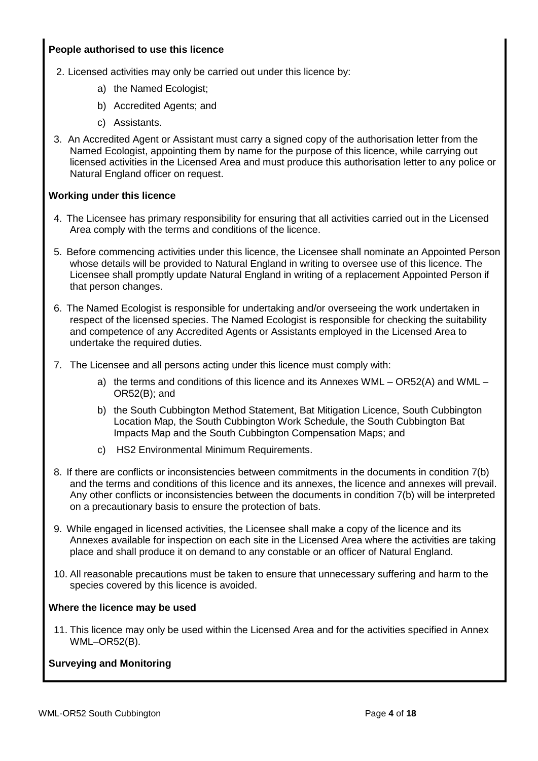**People authorised to use this licence**

2. Licensed activities may only be carried out under this licence by:
    a) the Named Ecologist;
    b) Accredited Agents; and
    c) Assistants.

3. An Accredited Agent or Assistant must carry a signed copy of the authorisation letter from the Named Ecologist, appointing them by name for the purpose of this licence, while carrying out licensed activities in the Licensed Area and must produce this authorisation letter to any police or Natural England officer on request.

**Working under this licence**

4. The Licensee has primary responsibility for ensuring that all activities carried out in the Licensed Area comply with the terms and conditions of the licence.

5. Before commencing activities under this licence, the Licensee shall nominate an Appointed Person whose details will be provided to Natural England in writing to oversee use of this licence. The Licensee shall promptly update Natural England in writing of a replacement Appointed Person if that person changes.

6. The Named Ecologist is responsible for undertaking and/or overseeing the work undertaken in respect of the licensed species. The Named Ecologist is responsible for checking the suitability and competence of any Accredited Agents or Assistants employed in the Licensed Area to undertake the required duties.

7. The Licensee and all persons acting under this licence must comply with:
    a) the terms and conditions of this licence and its Annexes WML – OR52(A) and WML – OR52(B); and
    b) the South Cubbington Method Statement, Bat Mitigation Licence, South Cubbington Location Map, the South Cubbington Work Schedule, the South Cubbington Bat Impacts Map and the South Cubbington Compensation Maps; and
    c) HS2 Environmental Minimum Requirements.

8. If there are conflicts or inconsistencies between commitments in the documents in condition 7(b) and the terms and conditions of this licence and its annexes, the licence and annexes will prevail. Any other conflicts or inconsistencies between the documents in condition 7(b) will be interpreted on a precautionary basis to ensure the protection of bats.

9. While engaged in licensed activities, the Licensee shall make a copy of the licence and its Annexes available for inspection on each site in the Licensed Area where the activities are taking place and shall produce it on demand to any constable or an officer of Natural England.

10. All reasonable precautions must be taken to ensure that unnecessary suffering and harm to the species covered by this licence is avoided.

**Where the licence may be used**

11. This licence may only be used within the Licensed Area and for the activities specified in Annex WML–OR52(B).

**Surveying and Monitoring**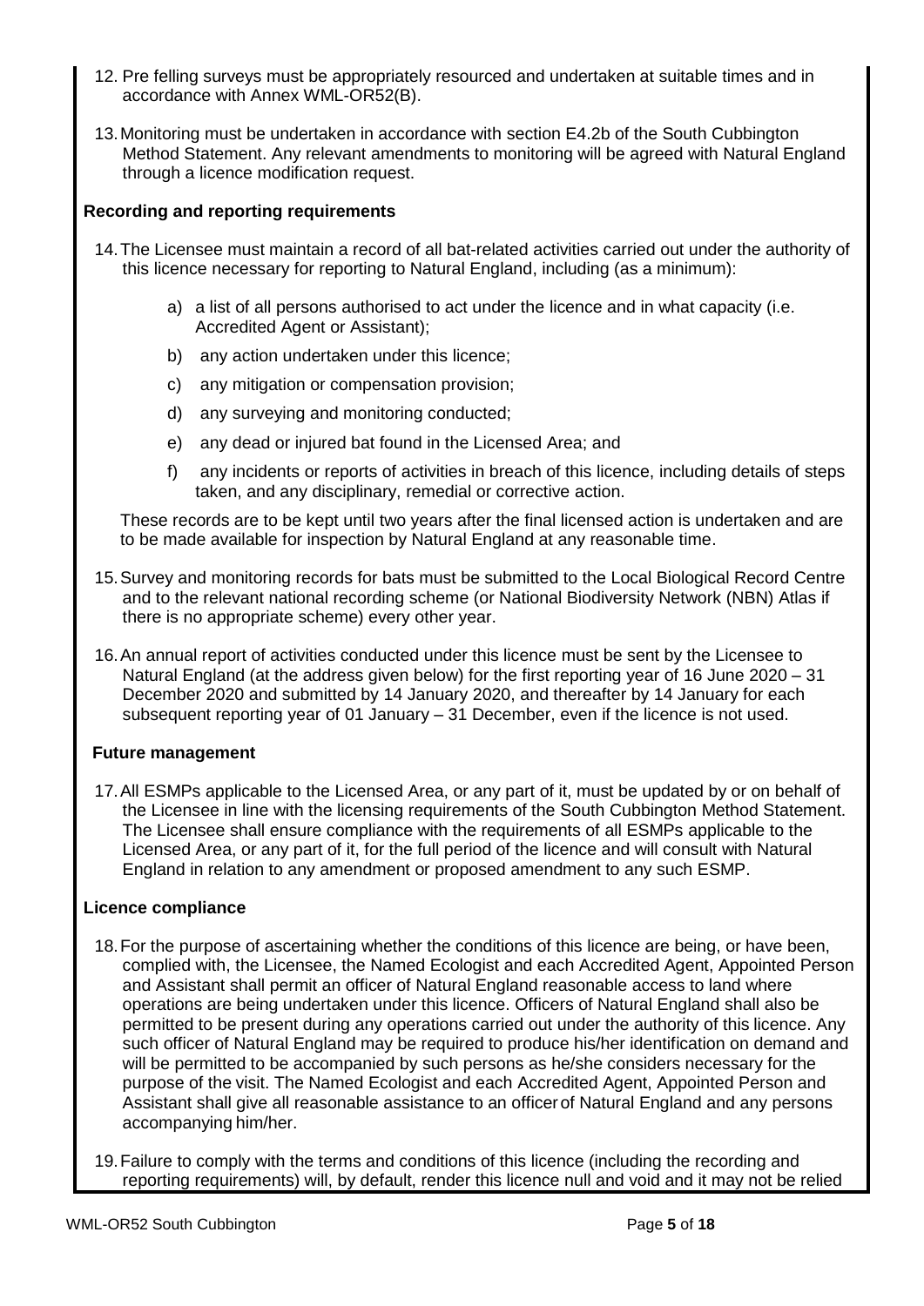12. Pre felling surveys must be appropriately resourced and undertaken at suitable times and in accordance with Annex WML-OR52(B).

13. Monitoring must be undertaken in accordance with section E4.2b of the South Cubbington Method Statement. Any relevant amendments to monitoring will be agreed with Natural England through a licence modification request.

**Recording and reporting requirements**

14. The Licensee must maintain a record of all bat-related activities carried out under the authority of this licence necessary for reporting to Natural England, including (as a minimum):

    a) a list of all persons authorised to act under the licence and in what capacity (i.e. Accredited Agent or Assistant);

    b) any action undertaken under this licence;

    c) any mitigation or compensation provision;

    d) any surveying and monitoring conducted;

    e) any dead or injured bat found in the Licensed Area; and

    f) any incidents or reports of activities in breach of this licence, including details of steps taken, and any disciplinary, remedial or corrective action.

    These records are to be kept until two years after the final licensed action is undertaken and are to be made available for inspection by Natural England at any reasonable time.

15. Survey and monitoring records for bats must be submitted to the Local Biological Record Centre and to the relevant national recording scheme (or National Biodiversity Network (NBN) Atlas if there is no appropriate scheme) every other year.

16. An annual report of activities conducted under this licence must be sent by the Licensee to Natural England (at the address given below) for the first reporting year of 16 June 2020 – 31 December 2020 and submitted by 14 January 2020, and thereafter by 14 January for each subsequent reporting year of 01 January – 31 December, even if the licence is not used.

**Future management**

17. All ESMPs applicable to the Licensed Area, or any part of it, must be updated by or on behalf of the Licensee in line with the licensing requirements of the South Cubbington Method Statement. The Licensee shall ensure compliance with the requirements of all ESMPs applicable to the Licensed Area, or any part of it, for the full period of the licence and will consult with Natural England in relation to any amendment or proposed amendment to any such ESMP.

**Licence compliance**

18. For the purpose of ascertaining whether the conditions of this licence are being, or have been, complied with, the Licensee, the Named Ecologist and each Accredited Agent, Appointed Person and Assistant shall permit an officer of Natural England reasonable access to land where operations are being undertaken under this licence. Officers of Natural England shall also be permitted to be present during any operations carried out under the authority of this licence. Any such officer of Natural England may be required to produce his/her identification on demand and will be permitted to be accompanied by such persons as he/she considers necessary for the purpose of the visit. The Named Ecologist and each Accredited Agent, Appointed Person and Assistant shall give all reasonable assistance to an officer of Natural England and any persons accompanying him/her.

19. Failure to comply with the terms and conditions of this licence (including the recording and reporting requirements) will, by default, render this licence null and void and it may not be relied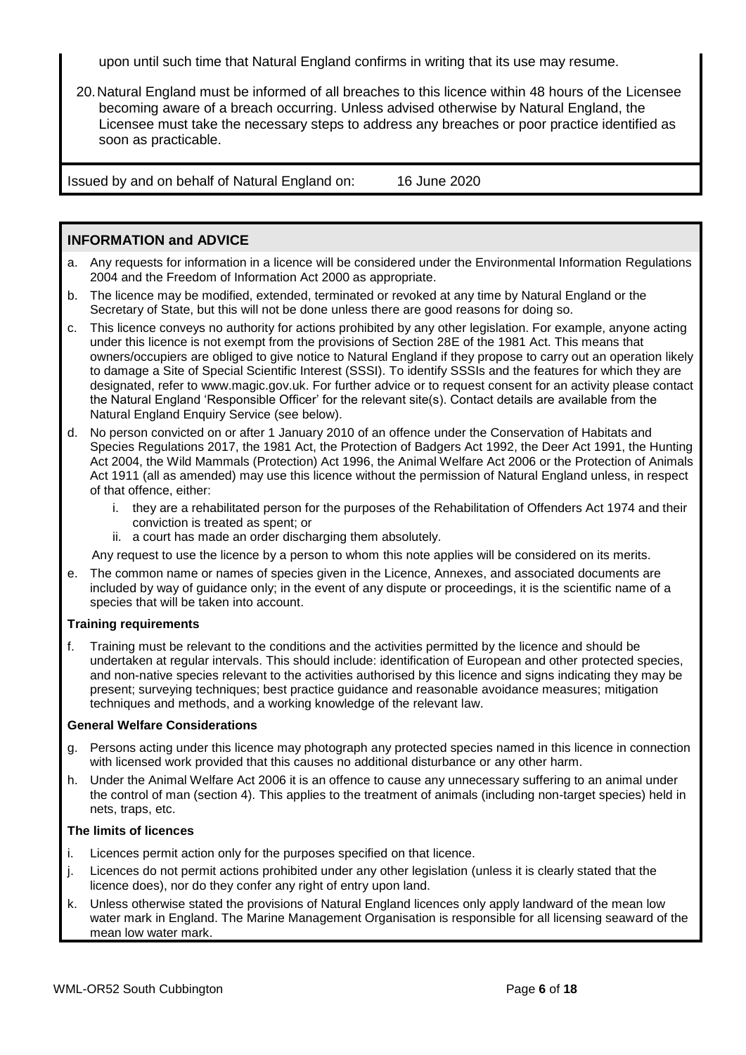upon until such time that Natural England confirms in writing that its use may resume.

20. Natural England must be informed of all breaches to this licence within 48 hours of the Licensee becoming aware of a breach occurring. Unless advised otherwise by Natural England, the Licensee must take the necessary steps to address any breaches or poor practice identified as soon as practicable.

Issued by and on behalf of Natural England on: 16 June 2020

## INFORMATION and ADVICE

a. Any requests for information in a licence will be considered under the Environmental Information Regulations 2004 and the Freedom of Information Act 2000 as appropriate.

b. The licence may be modified, extended, terminated or revoked at any time by Natural England or the Secretary of State, but this will not be done unless there are good reasons for doing so.

c. This licence conveys no authority for actions prohibited by any other legislation. For example, anyone acting under this licence is not exempt from the provisions of Section 28E of the 1981 Act. This means that owners/occupiers are obliged to give notice to Natural England if they propose to carry out an operation likely to damage a Site of Special Scientific Interest (SSSI). To identify SSSIs and the features for which they are designated, refer to www.magic.gov.uk. For further advice or to request consent for an activity please contact the Natural England 'Responsible Officer' for the relevant site(s). Contact details are available from the Natural England Enquiry Service (see below).

d. No person convicted on or after 1 January 2010 of an offence under the Conservation of Habitats and Species Regulations 2017, the 1981 Act, the Protection of Badgers Act 1992, the Deer Act 1991, the Hunting Act 2004, the Wild Mammals (Protection) Act 1996, the Animal Welfare Act 2006 or the Protection of Animals Act 1911 (all as amended) may use this licence without the permission of Natural England unless, in respect of that offence, either:
   i. they are a rehabilitated person for the purposes of the Rehabilitation of Offenders Act 1974 and their conviction is treated as spent; or
   ii. a court has made an order discharging them absolutely.

   Any request to use the licence by a person to whom this note applies will be considered on its merits.

e. The common name or names of species given in the Licence, Annexes, and associated documents are included by way of guidance only; in the event of any dispute or proceedings, it is the scientific name of a species that will be taken into account.

### Training requirements

f. Training must be relevant to the conditions and the activities permitted by the licence and should be undertaken at regular intervals. This should include: identification of European and other protected species, and non-native species relevant to the activities authorised by this licence and signs indicating they may be present; surveying techniques; best practice guidance and reasonable avoidance measures; mitigation techniques and methods, and a working knowledge of the relevant law.

### General Welfare Considerations

g. Persons acting under this licence may photograph any protected species named in this licence in connection with licensed work provided that this causes no additional disturbance or any other harm.

h. Under the Animal Welfare Act 2006 it is an offence to cause any unnecessary suffering to an animal under the control of man (section 4). This applies to the treatment of animals (including non-target species) held in nets, traps, etc.

### The limits of licences

i. Licences permit action only for the purposes specified on that licence.

j. Licences do not permit actions prohibited under any other legislation (unless it is clearly stated that the licence does), nor do they confer any right of entry upon land.

k. Unless otherwise stated the provisions of Natural England licences only apply landward of the mean low water mark in England. The Marine Management Organisation is responsible for all licensing seaward of the mean low water mark.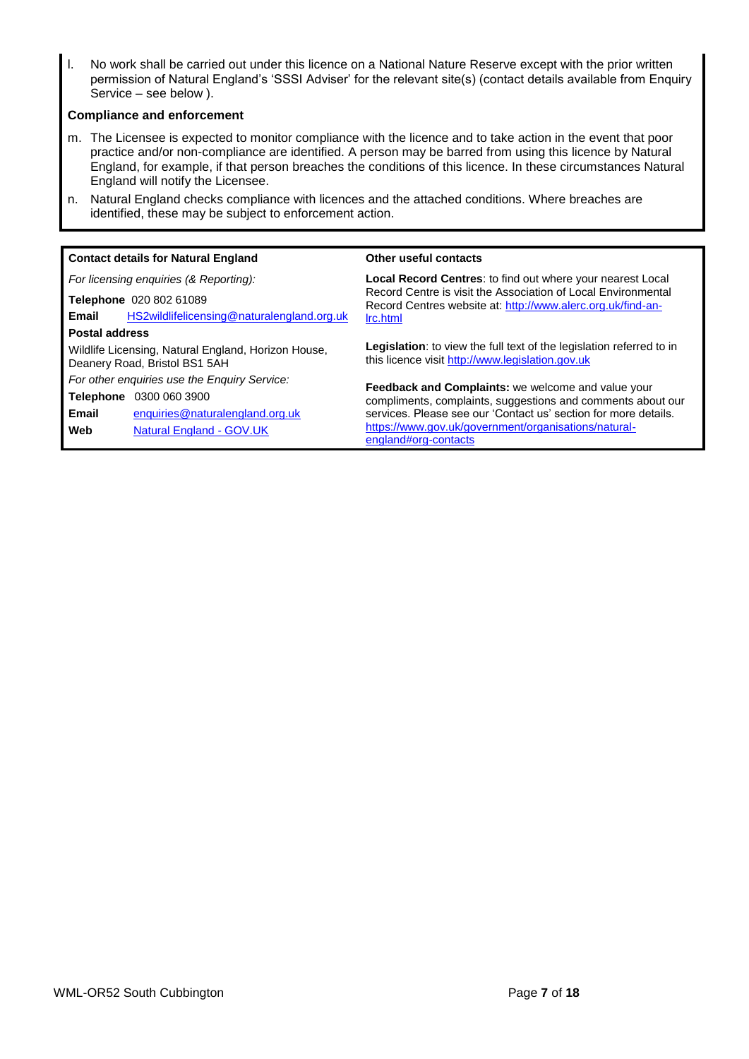l. No work shall be carried out under this licence on a National Nature Reserve except with the prior written permission of Natural England's 'SSSI Adviser' for the relevant site(s) (contact details available from Enquiry Service – see below ).

**Compliance and enforcement**

m. The Licensee is expected to monitor compliance with the licence and to take action in the event that poor practice and/or non-compliance are identified. A person may be barred from using this licence by Natural England, for example, if that person breaches the conditions of this licence. In these circumstances Natural England will notify the Licensee.

n. Natural England checks compliance with licences and the attached conditions. Where breaches are identified, these may be subject to enforcement action.

**Contact details for Natural England**

*For licensing enquiries (& Reporting):*

**Telephone** 020 802 61089

**Email** HS2wildlifelicensing@naturalengland.org.uk

**Postal address**

Wildlife Licensing, Natural England, Horizon House, Deanery Road, Bristol BS1 5AH

*For other enquiries use the Enquiry Service:*

**Telephone** 0300 060 3900

**Email** enquiries@naturalengland.org.uk

**Web** Natural England - GOV.UK

**Other useful contacts**

**Local Record Centres**: to find out where your nearest Local Record Centre is visit the Association of Local Environmental Record Centres website at: http://www.alerc.org.uk/find-an-lrc.html

**Legislation**: to view the full text of the legislation referred to in this licence visit http://www.legislation.gov.uk

**Feedback and Complaints:** we welcome and value your compliments, complaints, suggestions and comments about our services. Please see our 'Contact us' section for more details. https://www.gov.uk/government/organisations/natural-england#org-contacts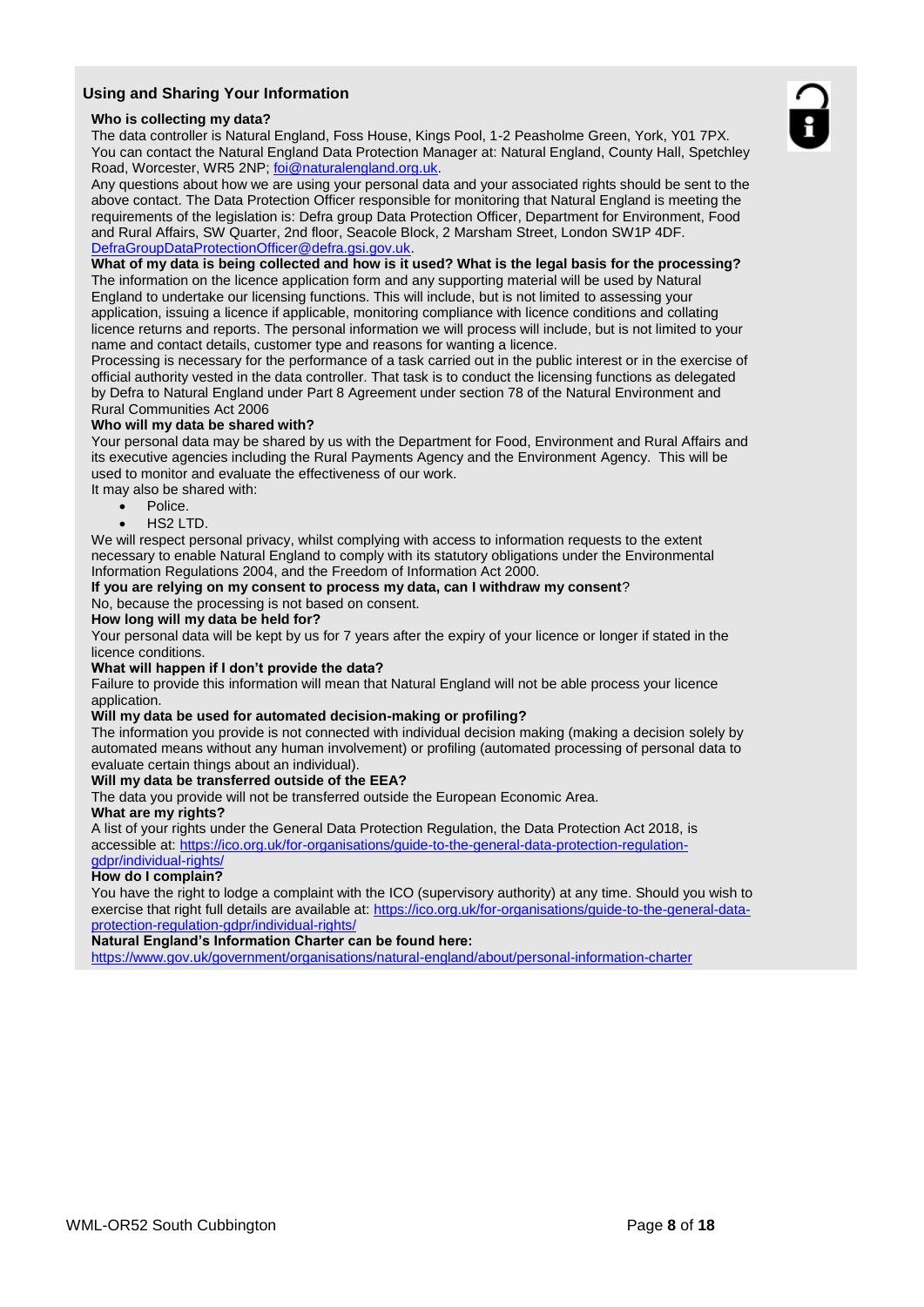## Using and Sharing Your Information

**Who is collecting my data?**

The data controller is Natural England, Foss House, Kings Pool, 1-2 Peasholme Green, York, Y01 7PX. You can contact the Natural England Data Protection Manager at: Natural England, County Hall, Spetchley Road, Worcester, WR5 2NP; [foi@naturalengland.org.uk](mailto:foi@naturalengland.org.uk).

Any questions about how we are using your personal data and your associated rights should be sent to the above contact. The Data Protection Officer responsible for monitoring that Natural England is meeting the requirements of the legislation is: Defra group Data Protection Officer, Department for Environment, Food and Rural Affairs, SW Quarter, 2nd floor, Seacole Block, 2 Marsham Street, London SW1P 4DF. [DefraGroupDataProtectionOfficer@defra.gsi.gov.uk](mailto:DefraGroupDataProtectionOfficer@defra.gsi.gov.uk).

**What of my data is being collected and how is it used? What is the legal basis for the processing?**

The information on the licence application form and any supporting material will be used by Natural England to undertake our licensing functions. This will include, but is not limited to assessing your application, issuing a licence if applicable, monitoring compliance with licence conditions and collating licence returns and reports. The personal information we will process will include, but is not limited to your name and contact details, customer type and reasons for wanting a licence.

Processing is necessary for the performance of a task carried out in the public interest or in the exercise of official authority vested in the data controller. That task is to conduct the licensing functions as delegated by Defra to Natural England under Part 8 Agreement under section 78 of the Natural Environment and Rural Communities Act 2006

**Who will my data be shared with?**

Your personal data may be shared by us with the Department for Food, Environment and Rural Affairs and its executive agencies including the Rural Payments Agency and the Environment Agency. This will be used to monitor and evaluate the effectiveness of our work.

It may also be shared with:

- Police.
- HS2 LTD.

We will respect personal privacy, whilst complying with access to information requests to the extent necessary to enable Natural England to comply with its statutory obligations under the Environmental Information Regulations 2004, and the Freedom of Information Act 2000.

**If you are relying on my consent to process my data, can I withdraw my consent**?

No, because the processing is not based on consent.

**How long will my data be held for?**

Your personal data will be kept by us for 7 years after the expiry of your licence or longer if stated in the licence conditions.

**What will happen if I don't provide the data?**

Failure to provide this information will mean that Natural England will not be able process your licence application.

**Will my data be used for automated decision-making or profiling?**

The information you provide is not connected with individual decision making (making a decision solely by automated means without any human involvement) or profiling (automated processing of personal data to evaluate certain things about an individual).

**Will my data be transferred outside of the EEA?**

The data you provide will not be transferred outside the European Economic Area.

**What are my rights?**

A list of your rights under the General Data Protection Regulation, the Data Protection Act 2018, is accessible at: [https://ico.org.uk/for-organisations/guide-to-the-general-data-protection-regulation-gdpr/individual-rights/](https://ico.org.uk/for-organisations/guide-to-the-general-data-protection-regulation-gdpr/individual-rights/)

**How do I complain?**

You have the right to lodge a complaint with the ICO (supervisory authority) at any time. Should you wish to exercise that right full details are available at: [https://ico.org.uk/for-organisations/guide-to-the-general-data-protection-regulation-gdpr/individual-rights/](https://ico.org.uk/for-organisations/guide-to-the-general-data-protection-regulation-gdpr/individual-rights/)

**Natural England's Information Charter can be found here:**

[https://www.gov.uk/government/organisations/natural-england/about/personal-information-charter](https://www.gov.uk/government/organisations/natural-england/about/personal-information-charter)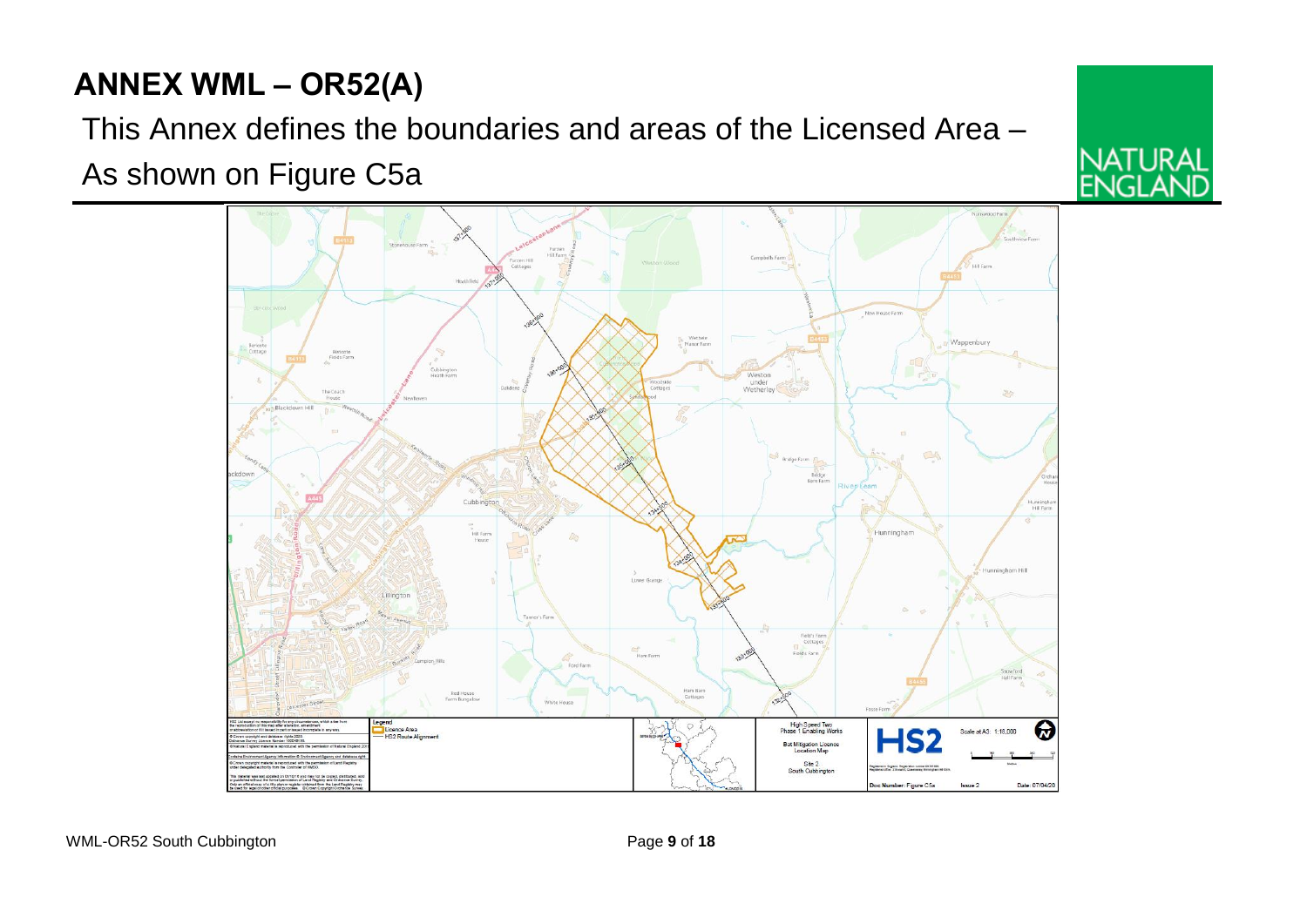# ANNEX WML – OR52(A)

This Annex defines the boundaries and areas of the Licensed Area –

As shown on Figure C5a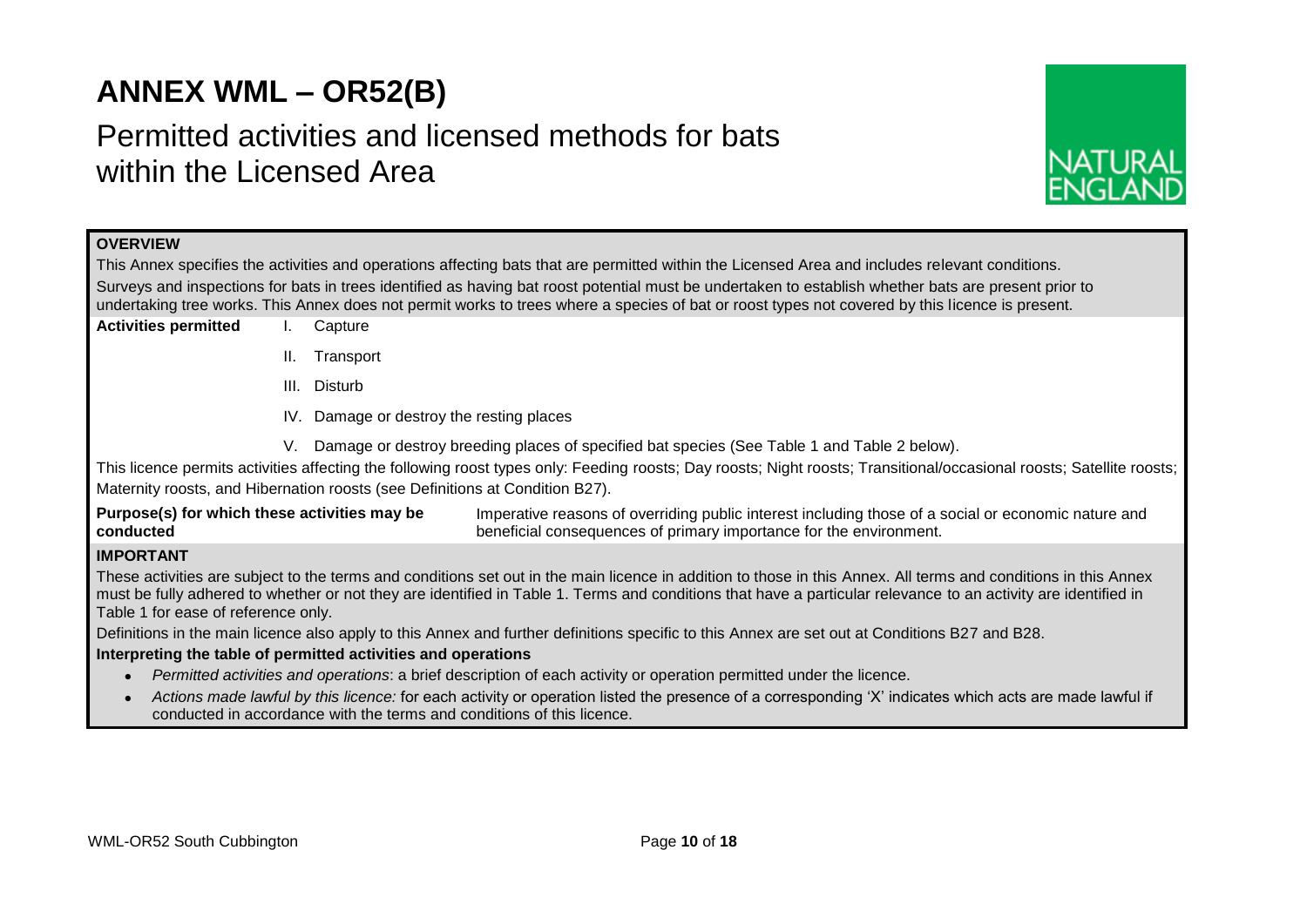# ANNEX WML – OR52(B)

## Permitted activities and licensed methods for bats within the Licensed Area

**OVERVIEW**

This Annex specifies the activities and operations affecting bats that are permitted within the Licensed Area and includes relevant conditions.

Surveys and inspections for bats in trees identified as having bat roost potential must be undertaken to establish whether bats are present prior to undertaking tree works. This Annex does not permit works to trees where a species of bat or roost types not covered by this licence is present.

**Activities permitted**

I. Capture

II. Transport

III. Disturb

IV. Damage or destroy the resting places

V. Damage or destroy breeding places of specified bat species (See Table 1 and Table 2 below).

This licence permits activities affecting the following roost types only: Feeding roosts; Day roosts; Night roosts; Transitional/occasional roosts; Satellite roosts; Maternity roosts, and Hibernation roosts (see Definitions at Condition B27).

**Purpose(s) for which these activities may be conducted**: Imperative reasons of overriding public interest including those of a social or economic nature and beneficial consequences of primary importance for the environment.

**IMPORTANT**

These activities are subject to the terms and conditions set out in the main licence in addition to those in this Annex. All terms and conditions in this Annex must be fully adhered to whether or not they are identified in Table 1. Terms and conditions that have a particular relevance to an activity are identified in Table 1 for ease of reference only.

Definitions in the main licence also apply to this Annex and further definitions specific to this Annex are set out at Conditions B27 and B28.

**Interpreting the table of permitted activities and operations**

- *Permitted activities and operations*: a brief description of each activity or operation permitted under the licence.
- *Actions made lawful by this licence:* for each activity or operation listed the presence of a corresponding 'X' indicates which acts are made lawful if conducted in accordance with the terms and conditions of this licence.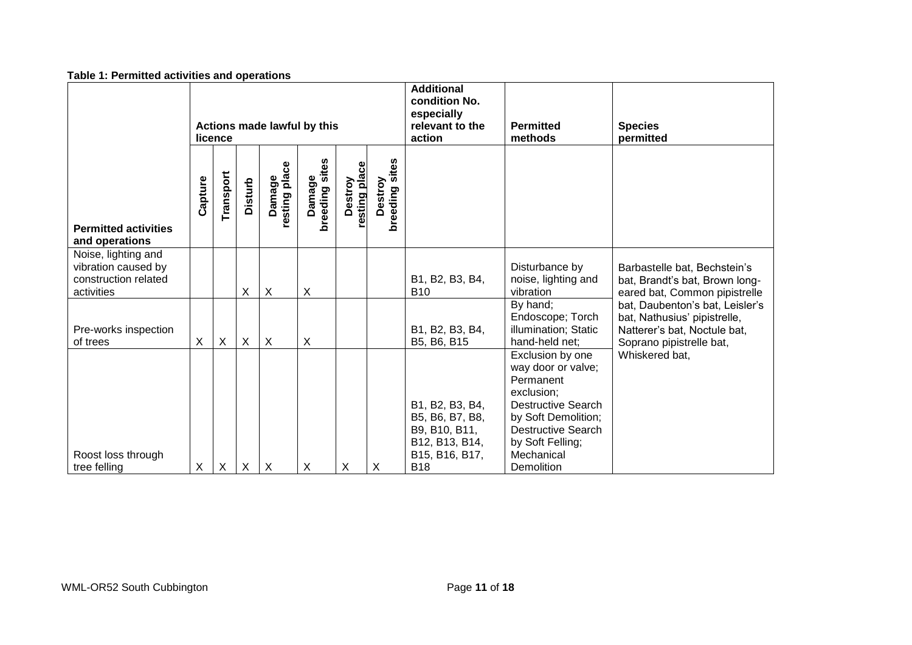**Table 1: Permitted activities and operations**

| Permitted activities and operations | Actions made lawful by this licence | | | | | | | Additional condition No. especially relevant to the action | Permitted methods | Species permitted |
|---|---|---|---|---|---|---|---|---|---|---|
| | Capture | Transport | Disturb | Damage resting place | Damage breeding sites | Destroy resting place | Destroy breeding sites | | | |
| Noise, lighting and vibration caused by construction related activities | | | X | X | X | | | B1, B2, B3, B4, B10 | Disturbance by noise, lighting and vibration | Barbastelle bat, Bechstein's bat, Brandt's bat, Brown long-eared bat, Common pipistrelle bat, Daubenton's bat, Leisler's bat, Nathusius' pipistrelle, Natterer's bat, Noctule bat, Soprano pipistrelle bat, Whiskered bat, |
| Pre-works inspection of trees | X | X | X | X | X | | | B1, B2, B3, B4, B5, B6, B15 | By hand; Endoscope; Torch illumination; Static hand-held net; | |
| Roost loss through tree felling | X | X | X | X | X | X | X | B1, B2, B3, B4, B5, B6, B7, B8, B9, B10, B11, B12, B13, B14, B15, B16, B17, B18 | Exclusion by one way door or valve; Permanent exclusion; Destructive Search by Soft Demolition; Destructive Search by Soft Felling; Mechanical Demolition | |

WML-OR52 South Cubbington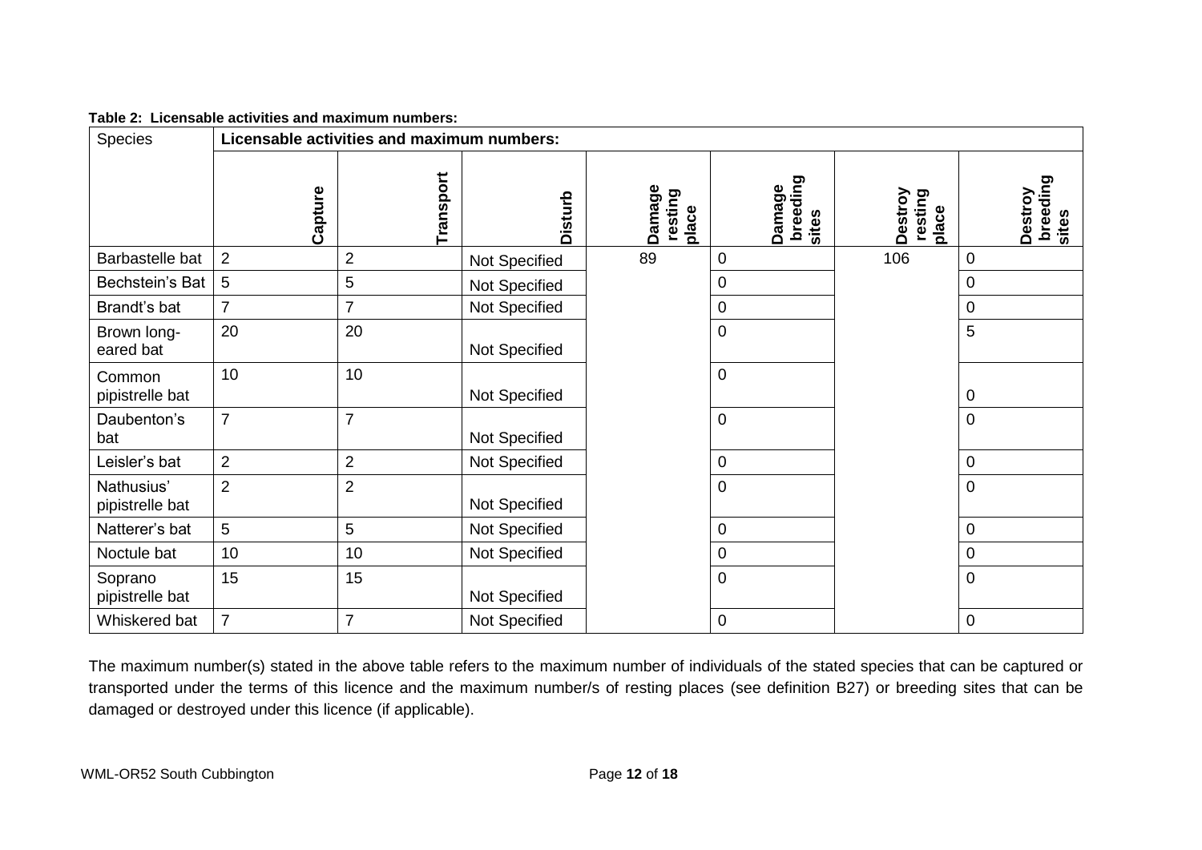**Table 2: Licensable activities and maximum numbers:**

| Species | Licensable activities and maximum numbers: | | | | | | |
|---|---|---|---|---|---|---|---|
| | Capture | Transport | Disturb | Damage resting place | Damage breeding sites | Destroy resting place | Destroy breeding sites |
| Barbastelle bat | 2 | 2 | Not Specified | 89 | 0 | 106 | 0 |
| Bechstein's Bat | 5 | 5 | Not Specified | | 0 | | 0 |
| Brandt's bat | 7 | 7 | Not Specified | | 0 | | 0 |
| Brown long-eared bat | 20 | 20 | Not Specified | | 0 | | 5 |
| Common pipistrelle bat | 10 | 10 | Not Specified | | 0 | | 0 |
| Daubenton's bat | 7 | 7 | Not Specified | | 0 | | 0 |
| Leisler's bat | 2 | 2 | Not Specified | | 0 | | 0 |
| Nathusius' pipistrelle bat | 2 | 2 | Not Specified | | 0 | | 0 |
| Natterer's bat | 5 | 5 | Not Specified | | 0 | | 0 |
| Noctule bat | 10 | 10 | Not Specified | | 0 | | 0 |
| Soprano pipistrelle bat | 15 | 15 | Not Specified | | 0 | | 0 |
| Whiskered bat | 7 | 7 | Not Specified | | 0 | | 0 |

The maximum number(s) stated in the above table refers to the maximum number of individuals of the stated species that can be captured or transported under the terms of this licence and the maximum number/s of resting places (see definition B27) or breeding sites that can be damaged or destroyed under this licence (if applicable).

WML-OR52 South Cubbington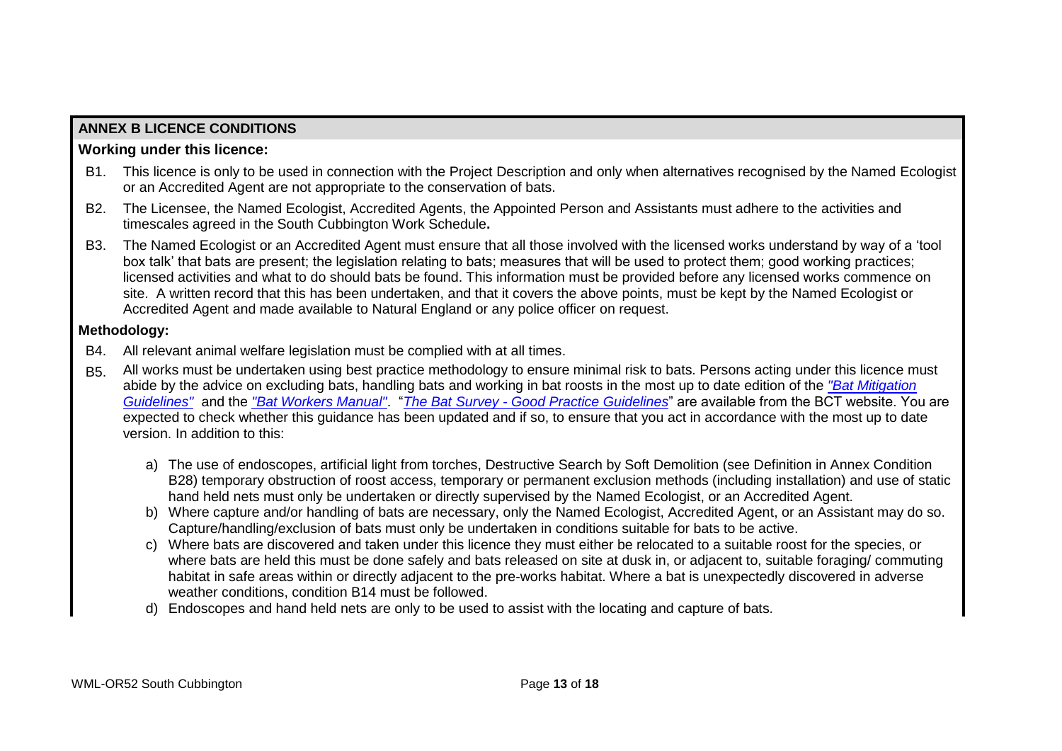## ANNEX B LICENCE CONDITIONS

### Working under this licence:

B1. This licence is only to be used in connection with the Project Description and only when alternatives recognised by the Named Ecologist or an Accredited Agent are not appropriate to the conservation of bats.

B2. The Licensee, the Named Ecologist, Accredited Agents, the Appointed Person and Assistants must adhere to the activities and timescales agreed in the South Cubbington Work Schedule**.**

B3. The Named Ecologist or an Accredited Agent must ensure that all those involved with the licensed works understand by way of a 'tool box talk' that bats are present; the legislation relating to bats; measures that will be used to protect them; good working practices; licensed activities and what to do should bats be found. This information must be provided before any licensed works commence on site. A written record that this has been undertaken, and that it covers the above points, must be kept by the Named Ecologist or Accredited Agent and made available to Natural England or any police officer on request.

### Methodology:

B4. All relevant animal welfare legislation must be complied with at all times.

B5. All works must be undertaken using best practice methodology to ensure minimal risk to bats. Persons acting under this licence must abide by the advice on excluding bats, handling bats and working in bat roosts in the most up to date edition of the *"Bat Mitigation Guidelines"* and the *"Bat Workers Manual"*. "*The Bat Survey - Good Practice Guidelines*" are available from the BCT website. You are expected to check whether this guidance has been updated and if so, to ensure that you act in accordance with the most up to date version. In addition to this:

a) The use of endoscopes, artificial light from torches, Destructive Search by Soft Demolition (see Definition in Annex Condition B28) temporary obstruction of roost access, temporary or permanent exclusion methods (including installation) and use of static hand held nets must only be undertaken or directly supervised by the Named Ecologist, or an Accredited Agent.

b) Where capture and/or handling of bats are necessary, only the Named Ecologist, Accredited Agent, or an Assistant may do so. Capture/handling/exclusion of bats must only be undertaken in conditions suitable for bats to be active.

c) Where bats are discovered and taken under this licence they must either be relocated to a suitable roost for the species, or where bats are held this must be done safely and bats released on site at dusk in, or adjacent to, suitable foraging/ commuting habitat in safe areas within or directly adjacent to the pre-works habitat. Where a bat is unexpectedly discovered in adverse weather conditions, condition B14 must be followed.

d) Endoscopes and hand held nets are only to be used to assist with the locating and capture of bats.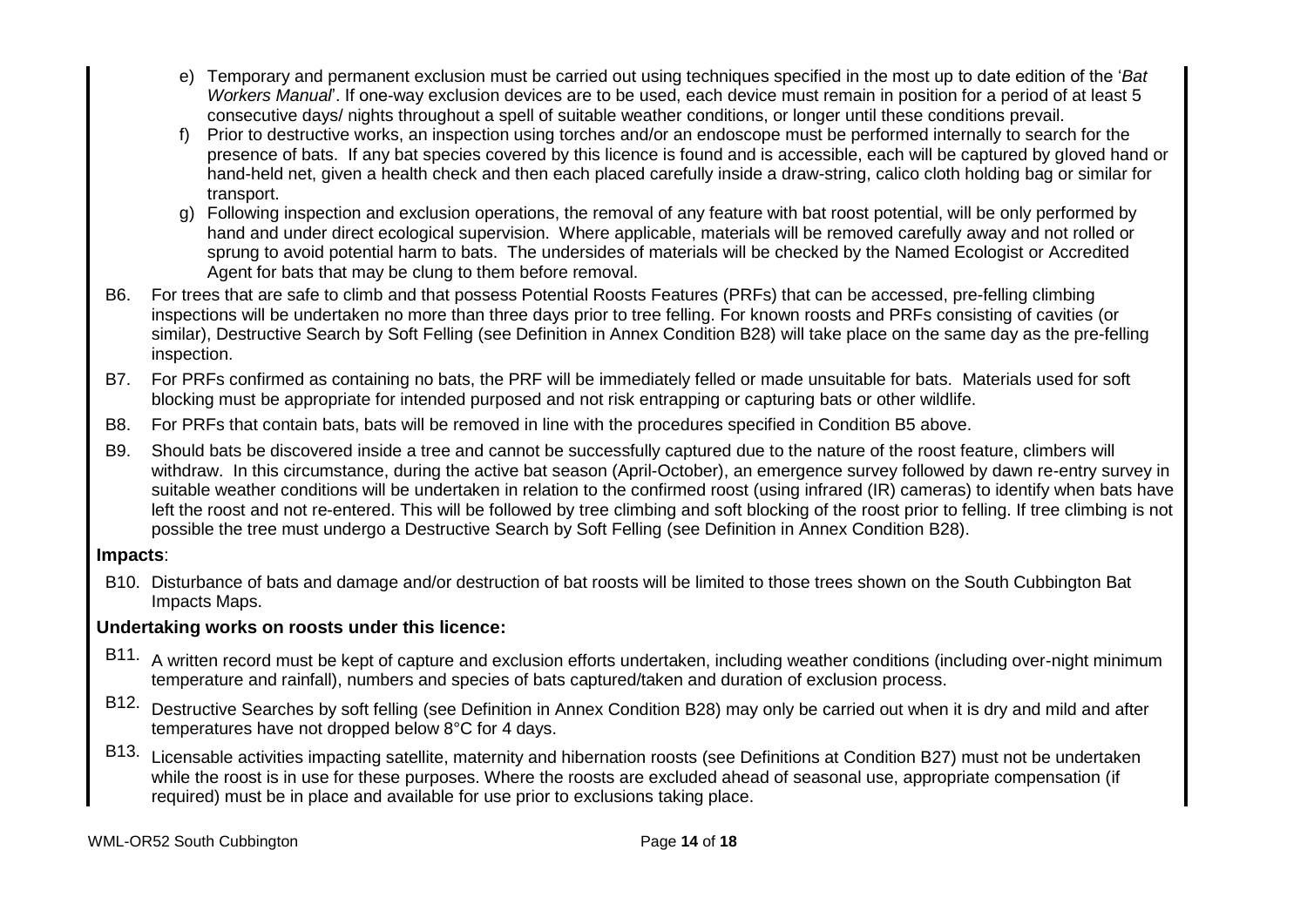e) Temporary and permanent exclusion must be carried out using techniques specified in the most up to date edition of the '*Bat Workers Manual*'. If one-way exclusion devices are to be used, each device must remain in position for a period of at least 5 consecutive days/ nights throughout a spell of suitable weather conditions, or longer until these conditions prevail.

f) Prior to destructive works, an inspection using torches and/or an endoscope must be performed internally to search for the presence of bats. If any bat species covered by this licence is found and is accessible, each will be captured by gloved hand or hand-held net, given a health check and then each placed carefully inside a draw-string, calico cloth holding bag or similar for transport.

g) Following inspection and exclusion operations, the removal of any feature with bat roost potential, will be only performed by hand and under direct ecological supervision. Where applicable, materials will be removed carefully away and not rolled or sprung to avoid potential harm to bats. The undersides of materials will be checked by the Named Ecologist or Accredited Agent for bats that may be clung to them before removal.

B6. For trees that are safe to climb and that possess Potential Roosts Features (PRFs) that can be accessed, pre-felling climbing inspections will be undertaken no more than three days prior to tree felling. For known roosts and PRFs consisting of cavities (or similar), Destructive Search by Soft Felling (see Definition in Annex Condition B28) will take place on the same day as the pre-felling inspection.

B7. For PRFs confirmed as containing no bats, the PRF will be immediately felled or made unsuitable for bats. Materials used for soft blocking must be appropriate for intended purposed and not risk entrapping or capturing bats or other wildlife.

B8. For PRFs that contain bats, bats will be removed in line with the procedures specified in Condition B5 above.

B9. Should bats be discovered inside a tree and cannot be successfully captured due to the nature of the roost feature, climbers will withdraw. In this circumstance, during the active bat season (April-October), an emergence survey followed by dawn re-entry survey in suitable weather conditions will be undertaken in relation to the confirmed roost (using infrared (IR) cameras) to identify when bats have left the roost and not re-entered. This will be followed by tree climbing and soft blocking of the roost prior to felling. If tree climbing is not possible the tree must undergo a Destructive Search by Soft Felling (see Definition in Annex Condition B28).

**Impacts**:

B10. Disturbance of bats and damage and/or destruction of bat roosts will be limited to those trees shown on the South Cubbington Bat Impacts Maps.

**Undertaking works on roosts under this licence:**

B11. A written record must be kept of capture and exclusion efforts undertaken, including weather conditions (including over-night minimum temperature and rainfall), numbers and species of bats captured/taken and duration of exclusion process.

B12. Destructive Searches by soft felling (see Definition in Annex Condition B28) may only be carried out when it is dry and mild and after temperatures have not dropped below 8°C for 4 days.

B13. Licensable activities impacting satellite, maternity and hibernation roosts (see Definitions at Condition B27) must not be undertaken while the roost is in use for these purposes. Where the roosts are excluded ahead of seasonal use, appropriate compensation (if required) must be in place and available for use prior to exclusions taking place.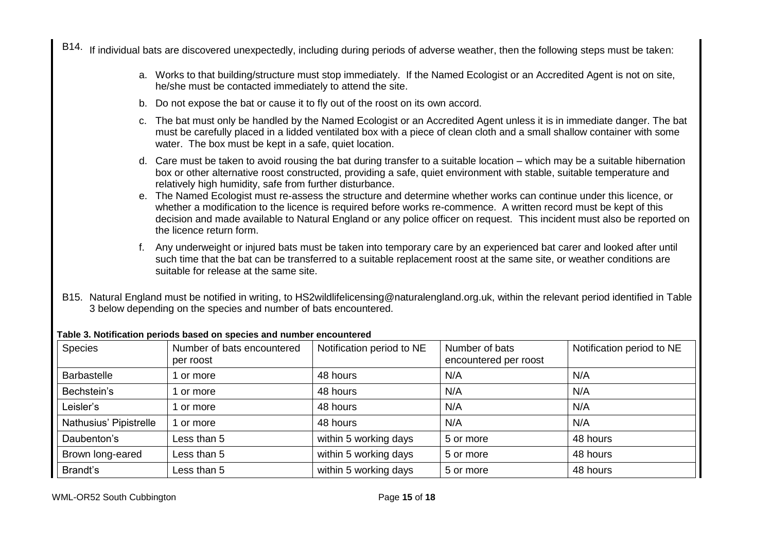B14. If individual bats are discovered unexpectedly, including during periods of adverse weather, then the following steps must be taken:

a. Works to that building/structure must stop immediately. If the Named Ecologist or an Accredited Agent is not on site, he/she must be contacted immediately to attend the site.

b. Do not expose the bat or cause it to fly out of the roost on its own accord.

c. The bat must only be handled by the Named Ecologist or an Accredited Agent unless it is in immediate danger. The bat must be carefully placed in a lidded ventilated box with a piece of clean cloth and a small shallow container with some water. The box must be kept in a safe, quiet location.

d. Care must be taken to avoid rousing the bat during transfer to a suitable location – which may be a suitable hibernation box or other alternative roost constructed, providing a safe, quiet environment with stable, suitable temperature and relatively high humidity, safe from further disturbance.

e. The Named Ecologist must re-assess the structure and determine whether works can continue under this licence, or whether a modification to the licence is required before works re-commence. A written record must be kept of this decision and made available to Natural England or any police officer on request. This incident must also be reported on the licence return form.

f. Any underweight or injured bats must be taken into temporary care by an experienced bat carer and looked after until such time that the bat can be transferred to a suitable replacement roost at the same site, or weather conditions are suitable for release at the same site.

B15. Natural England must be notified in writing, to HS2wildlifelicensing@naturalengland.org.uk, within the relevant period identified in Table 3 below depending on the species and number of bats encountered.

**Table 3. Notification periods based on species and number encountered**

| Species | Number of bats encountered per roost | Notification period to NE | Number of bats encountered per roost | Notification period to NE |
|---|---|---|---|---|
| Barbastelle | 1 or more | 48 hours | N/A | N/A |
| Bechstein's | 1 or more | 48 hours | N/A | N/A |
| Leisler's | 1 or more | 48 hours | N/A | N/A |
| Nathusius' Pipistrelle | 1 or more | 48 hours | N/A | N/A |
| Daubenton's | Less than 5 | within 5 working days | 5 or more | 48 hours |
| Brown long-eared | Less than 5 | within 5 working days | 5 or more | 48 hours |
| Brandt's | Less than 5 | within 5 working days | 5 or more | 48 hours |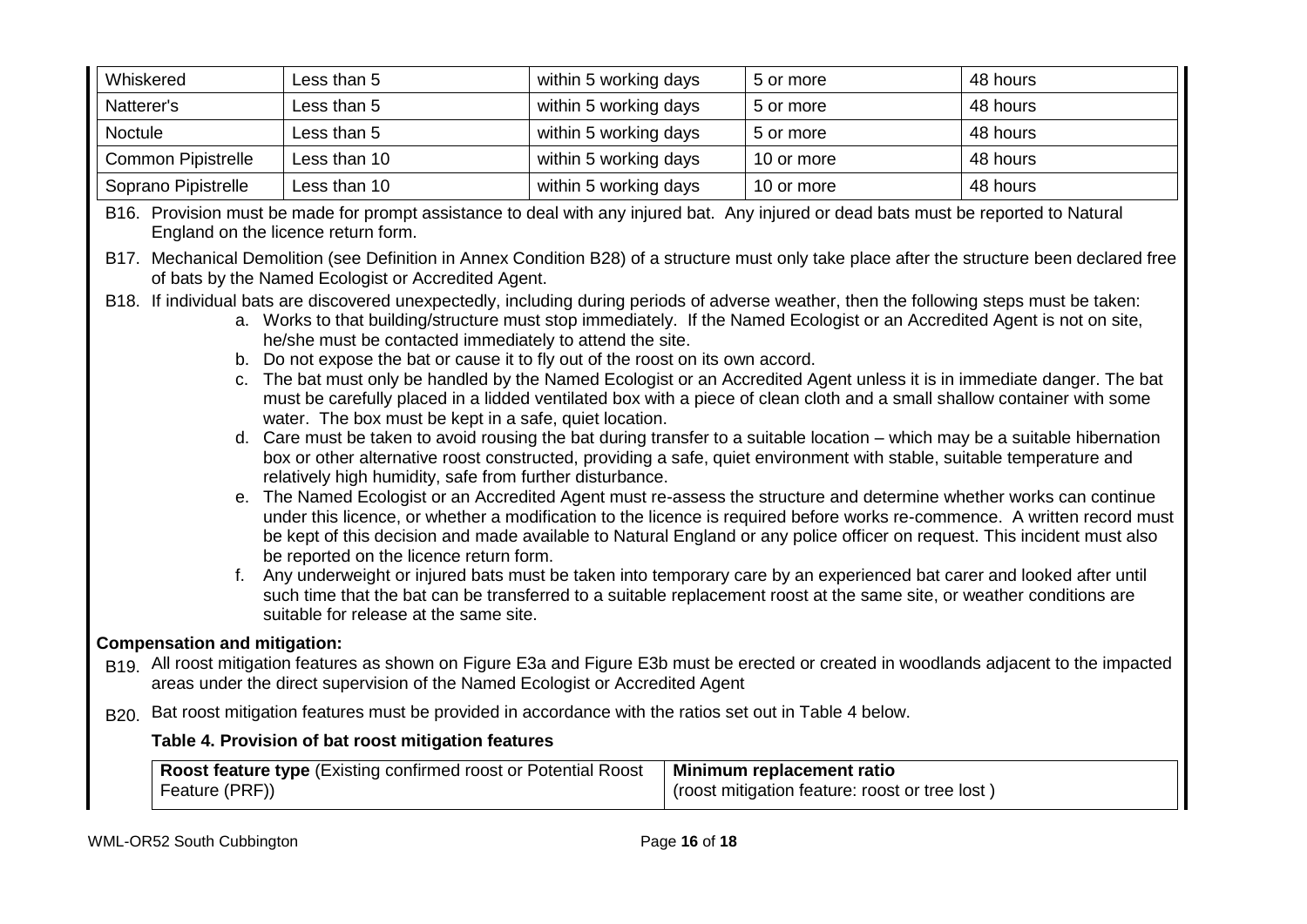| Whiskered | Less than 5 | within 5 working days | 5 or more | 48 hours |
|---|---|---|---|---|
| Natterer's | Less than 5 | within 5 working days | 5 or more | 48 hours |
| Noctule | Less than 5 | within 5 working days | 5 or more | 48 hours |
| Common Pipistrelle | Less than 10 | within 5 working days | 10 or more | 48 hours |
| Soprano Pipistrelle | Less than 10 | within 5 working days | 10 or more | 48 hours |

B16. Provision must be made for prompt assistance to deal with any injured bat. Any injured or dead bats must be reported to Natural England on the licence return form.

B17. Mechanical Demolition (see Definition in Annex Condition B28) of a structure must only take place after the structure been declared free of bats by the Named Ecologist or Accredited Agent.

B18. If individual bats are discovered unexpectedly, including during periods of adverse weather, then the following steps must be taken:

a. Works to that building/structure must stop immediately. If the Named Ecologist or an Accredited Agent is not on site, he/she must be contacted immediately to attend the site.
b. Do not expose the bat or cause it to fly out of the roost on its own accord.
c. The bat must only be handled by the Named Ecologist or an Accredited Agent unless it is in immediate danger. The bat must be carefully placed in a lidded ventilated box with a piece of clean cloth and a small shallow container with some water. The box must be kept in a safe, quiet location.
d. Care must be taken to avoid rousing the bat during transfer to a suitable location – which may be a suitable hibernation box or other alternative roost constructed, providing a safe, quiet environment with stable, suitable temperature and relatively high humidity, safe from further disturbance.
e. The Named Ecologist or an Accredited Agent must re-assess the structure and determine whether works can continue under this licence, or whether a modification to the licence is required before works re-commence. A written record must be kept of this decision and made available to Natural England or any police officer on request. This incident must also be reported on the licence return form.
f. Any underweight or injured bats must be taken into temporary care by an experienced bat carer and looked after until such time that the bat can be transferred to a suitable replacement roost at the same site, or weather conditions are suitable for release at the same site.

**Compensation and mitigation:**

B19. All roost mitigation features as shown on Figure E3a and Figure E3b must be erected or created in woodlands adjacent to the impacted areas under the direct supervision of the Named Ecologist or Accredited Agent

B20. Bat roost mitigation features must be provided in accordance with the ratios set out in Table 4 below.

**Table 4. Provision of bat roost mitigation features**

| **Roost feature type** (Existing confirmed roost or Potential Roost Feature (PRF)) | **Minimum replacement ratio** (roost mitigation feature: roost or tree lost ) |
|---|---|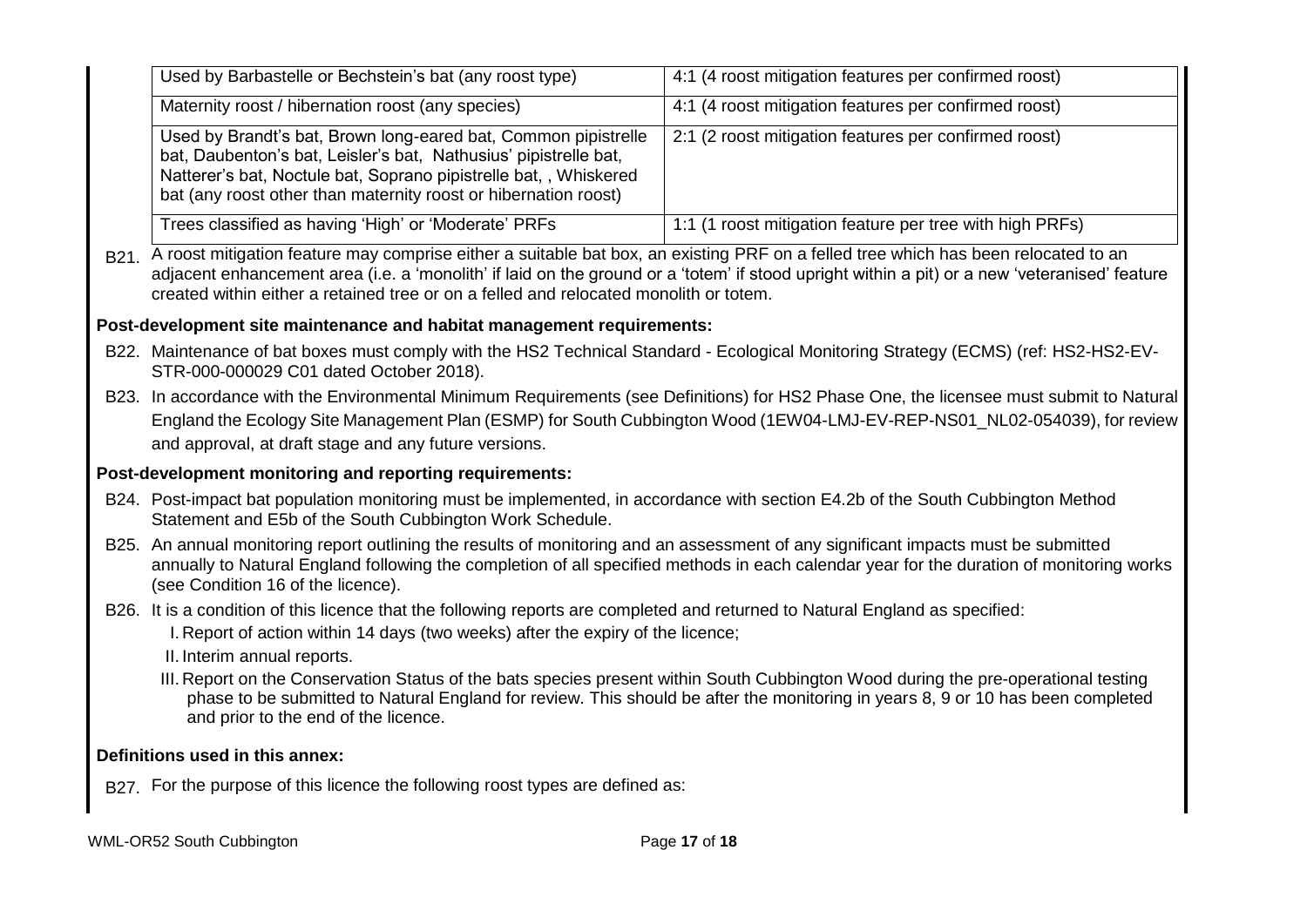| Used by Barbastelle or Bechstein's bat (any roost type) | 4:1 (4 roost mitigation features per confirmed roost) |
|---|---|
| Maternity roost / hibernation roost (any species) | 4:1 (4 roost mitigation features per confirmed roost) |
| Used by Brandt's bat, Brown long-eared bat, Common pipistrelle bat, Daubenton's bat, Leisler's bat, Nathusius' pipistrelle bat, Natterer's bat, Noctule bat, Soprano pipistrelle bat, , Whiskered bat (any roost other than maternity roost or hibernation roost) | 2:1 (2 roost mitigation features per confirmed roost) |
| Trees classified as having 'High' or 'Moderate' PRFs | 1:1 (1 roost mitigation feature per tree with high PRFs) |

B21. A roost mitigation feature may comprise either a suitable bat box, an existing PRF on a felled tree which has been relocated to an adjacent enhancement area (i.e. a 'monolith' if laid on the ground or a 'totem' if stood upright within a pit) or a new 'veteranised' feature created within either a retained tree or on a felled and relocated monolith or totem.

**Post-development site maintenance and habitat management requirements:**

B22. Maintenance of bat boxes must comply with the HS2 Technical Standard - Ecological Monitoring Strategy (ECMS) (ref: HS2-HS2-EV-STR-000-000029 C01 dated October 2018).

B23. In accordance with the Environmental Minimum Requirements (see Definitions) for HS2 Phase One, the licensee must submit to Natural England the Ecology Site Management Plan (ESMP) for South Cubbington Wood (1EW04-LMJ-EV-REP-NS01_NL02-054039), for review and approval, at draft stage and any future versions.

**Post-development monitoring and reporting requirements:**

B24. Post-impact bat population monitoring must be implemented, in accordance with section E4.2b of the South Cubbington Method Statement and E5b of the South Cubbington Work Schedule.

B25. An annual monitoring report outlining the results of monitoring and an assessment of any significant impacts must be submitted annually to Natural England following the completion of all specified methods in each calendar year for the duration of monitoring works (see Condition 16 of the licence).

B26. It is a condition of this licence that the following reports are completed and returned to Natural England as specified:

I. Report of action within 14 days (two weeks) after the expiry of the licence;

II. Interim annual reports.

III. Report on the Conservation Status of the bats species present within South Cubbington Wood during the pre-operational testing phase to be submitted to Natural England for review. This should be after the monitoring in years 8, 9 or 10 has been completed and prior to the end of the licence.

**Definitions used in this annex:**

B27. For the purpose of this licence the following roost types are defined as: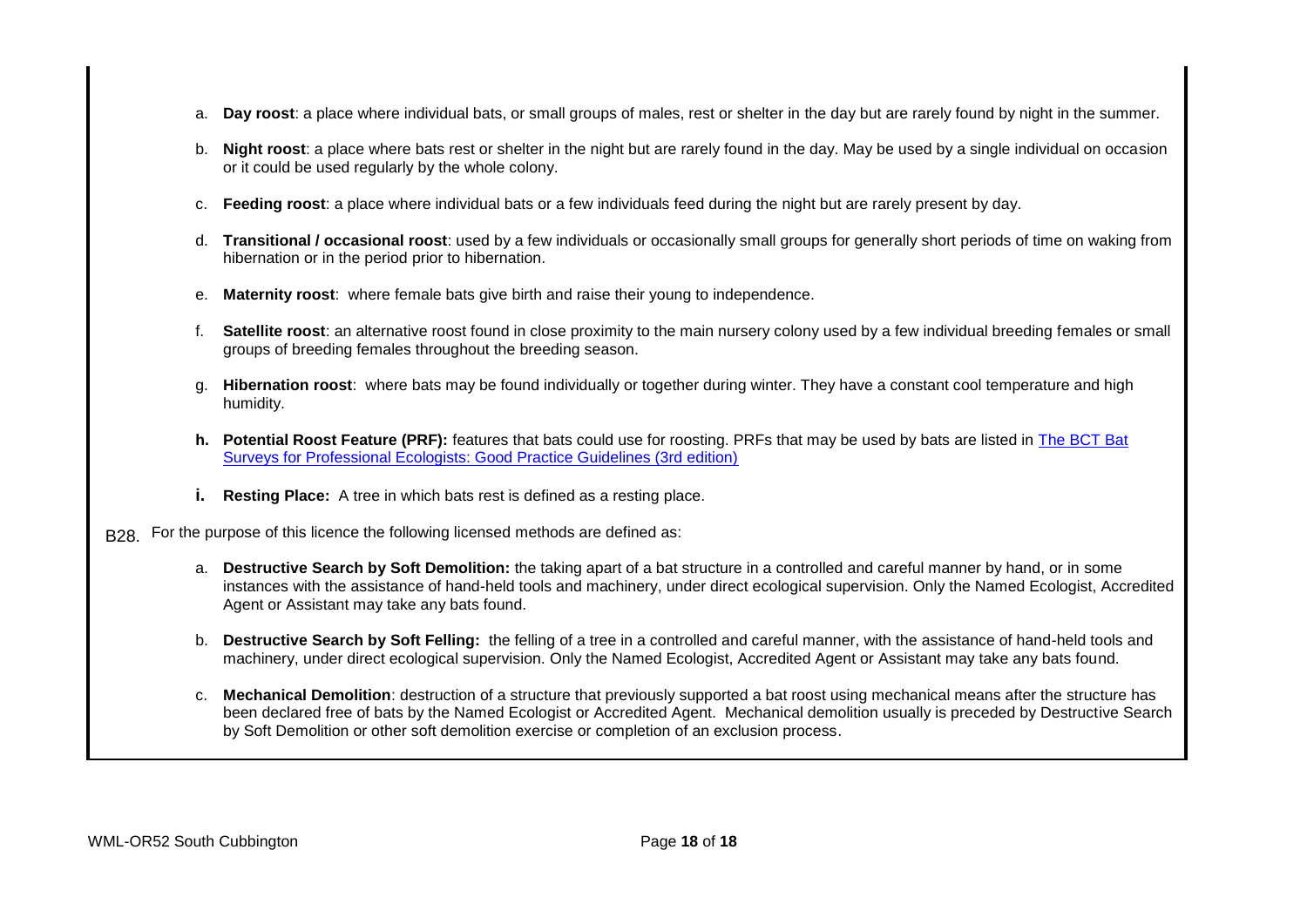a. **Day roost**: a place where individual bats, or small groups of males, rest or shelter in the day but are rarely found by night in the summer.

b. **Night roost**: a place where bats rest or shelter in the night but are rarely found in the day. May be used by a single individual on occasion or it could be used regularly by the whole colony.

c. **Feeding roost**: a place where individual bats or a few individuals feed during the night but are rarely present by day.

d. **Transitional / occasional roost**: used by a few individuals or occasionally small groups for generally short periods of time on waking from hibernation or in the period prior to hibernation.

e. **Maternity roost**: where female bats give birth and raise their young to independence.

f. **Satellite roost**: an alternative roost found in close proximity to the main nursery colony used by a few individual breeding females or small groups of breeding females throughout the breeding season.

g. **Hibernation roost**: where bats may be found individually or together during winter. They have a constant cool temperature and high humidity.

**h. Potential Roost Feature (PRF):** features that bats could use for roosting. PRFs that may be used by bats are listed in The BCT Bat Surveys for Professional Ecologists: Good Practice Guidelines (3rd edition)

**i. Resting Place:** A tree in which bats rest is defined as a resting place.

B28. For the purpose of this licence the following licensed methods are defined as:

a. **Destructive Search by Soft Demolition:** the taking apart of a bat structure in a controlled and careful manner by hand, or in some instances with the assistance of hand-held tools and machinery, under direct ecological supervision. Only the Named Ecologist, Accredited Agent or Assistant may take any bats found.

b. **Destructive Search by Soft Felling:** the felling of a tree in a controlled and careful manner, with the assistance of hand-held tools and machinery, under direct ecological supervision. Only the Named Ecologist, Accredited Agent or Assistant may take any bats found.

c. **Mechanical Demolition**: destruction of a structure that previously supported a bat roost using mechanical means after the structure has been declared free of bats by the Named Ecologist or Accredited Agent. Mechanical demolition usually is preceded by Destructive Search by Soft Demolition or other soft demolition exercise or completion of an exclusion process.